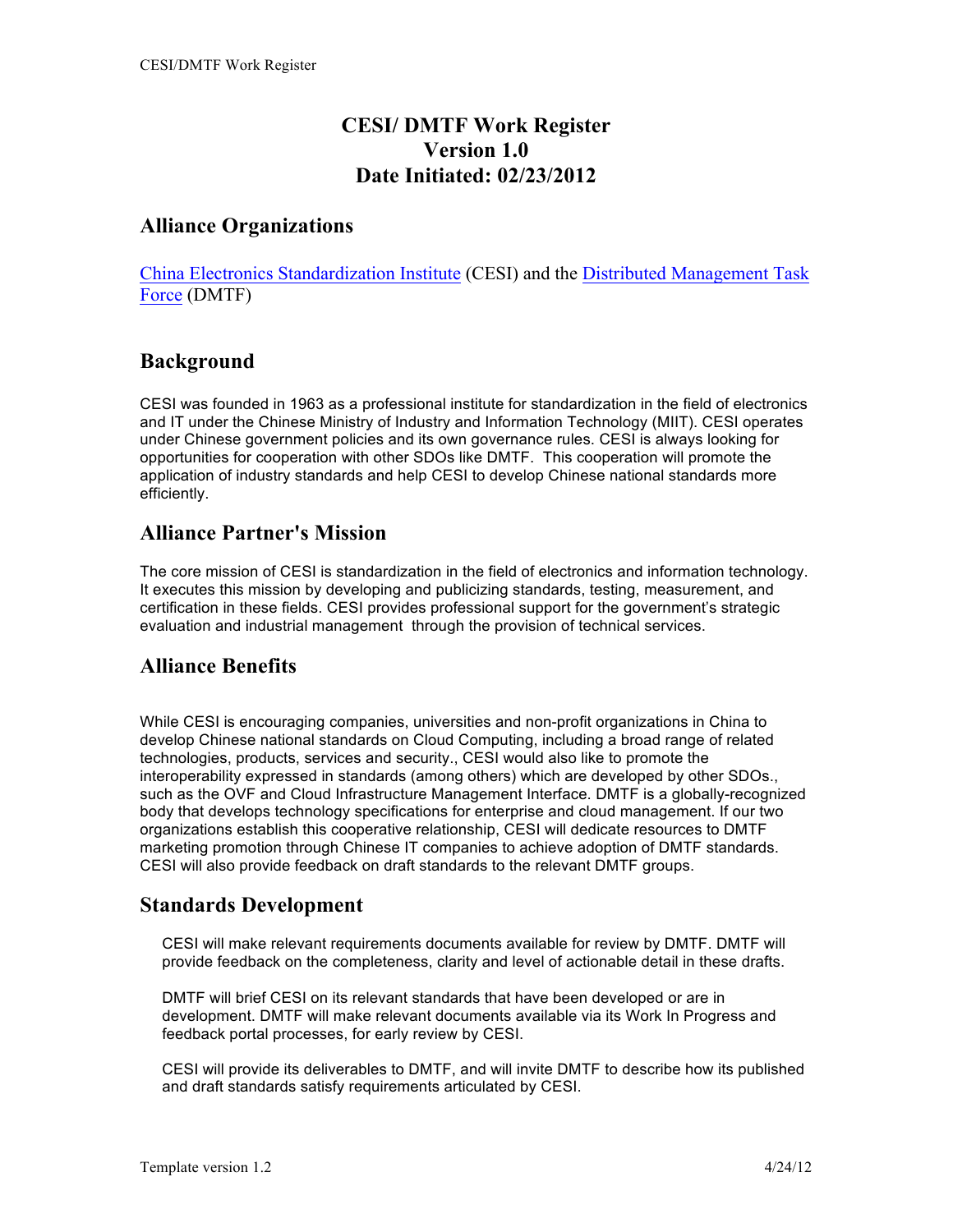# CESI/ DMTF Work Register
# Version 1.0
# Date Initiated: 02/23/2012

## Alliance Organizations

China Electronics Standardization Institute (CESI) and the Distributed Management Task Force (DMTF)

## Background

CESI was founded in 1963 as a professional institute for standardization in the field of electronics and IT under the Chinese Ministry of Industry and Information Technology (MIIT). CESI operates under Chinese government policies and its own governance rules. CESI is always looking for opportunities for cooperation with other SDOs like DMTF. This cooperation will promote the application of industry standards and help CESI to develop Chinese national standards more efficiently.

## Alliance Partner's Mission

The core mission of CESI is standardization in the field of electronics and information technology. It executes this mission by developing and publicizing standards, testing, measurement, and certification in these fields. CESI provides professional support for the government's strategic evaluation and industrial management through the provision of technical services.

## Alliance Benefits

While CESI is encouraging companies, universities and non-profit organizations in China to develop Chinese national standards on Cloud Computing, including a broad range of related technologies, products, services and security., CESI would also like to promote the interoperability expressed in standards (among others) which are developed by other SDOs., such as the OVF and Cloud Infrastructure Management Interface. DMTF is a globally-recognized body that develops technology specifications for enterprise and cloud management. If our two organizations establish this cooperative relationship, CESI will dedicate resources to DMTF marketing promotion through Chinese IT companies to achieve adoption of DMTF standards. CESI will also provide feedback on draft standards to the relevant DMTF groups.

## Standards Development

CESI will make relevant requirements documents available for review by DMTF. DMTF will provide feedback on the completeness, clarity and level of actionable detail in these drafts.

DMTF will brief CESI on its relevant standards that have been developed or are in development. DMTF will make relevant documents available via its Work In Progress and feedback portal processes, for early review by CESI.

CESI will provide its deliverables to DMTF, and will invite DMTF to describe how its published and draft standards satisfy requirements articulated by CESI.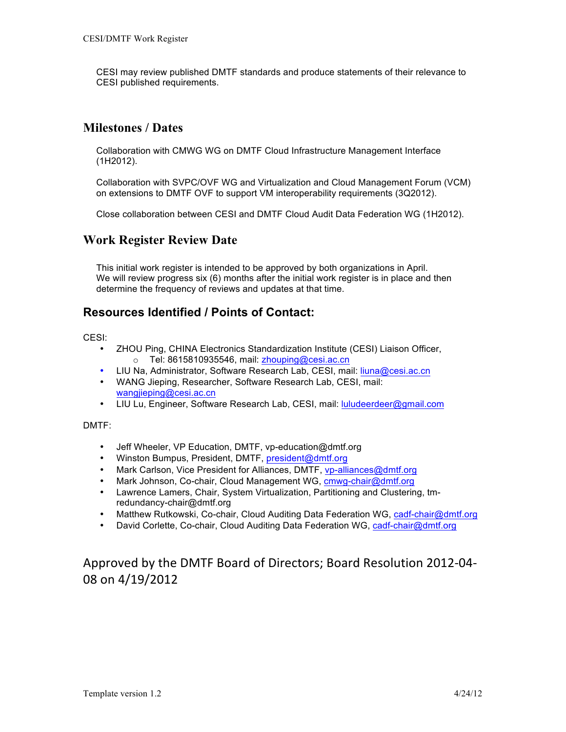CESI may review published DMTF standards and produce statements of their relevance to CESI published requirements.

## Milestones / Dates

Collaboration with CMWG WG on DMTF Cloud Infrastructure Management Interface (1H2012).

Collaboration with SVPC/OVF WG and Virtualization and Cloud Management Forum (VCM) on extensions to DMTF OVF to support VM interoperability requirements (3Q2012).

Close collaboration between CESI and DMTF Cloud Audit Data Federation WG (1H2012).

## Work Register Review Date

This initial work register is intended to be approved by both organizations in April.
We will review progress six (6) months after the initial work register is in place and then determine the frequency of reviews and updates at that time.

## Resources Identified / Points of Contact:

CESI:

- ZHOU Ping, CHINA Electronics Standardization Institute (CESI) Liaison Officer,
  - Tel: 8615810935546, mail: zhouping@cesi.ac.cn
- LIU Na, Administrator, Software Research Lab, CESI, mail: liuna@cesi.ac.cn
- WANG Jieping, Researcher, Software Research Lab, CESI, mail: wangjieping@cesi.ac.cn
- LIU Lu, Engineer, Software Research Lab, CESI, mail: luludeerdeer@gmail.com

DMTF:

- Jeff Wheeler, VP Education, DMTF, vp-education@dmtf.org
- Winston Bumpus, President, DMTF, president@dmtf.org
- Mark Carlson, Vice President for Alliances, DMTF, vp-alliances@dmtf.org
- Mark Johnson, Co-chair, Cloud Management WG, cmwg-chair@dmtf.org
- Lawrence Lamers, Chair, System Virtualization, Partitioning and Clustering, tm-redundancy-chair@dmtf.org
- Matthew Rutkowski, Co-chair, Cloud Auditing Data Federation WG, cadf-chair@dmtf.org
- David Corlette, Co-chair, Cloud Auditing Data Federation WG, cadf-chair@dmtf.org

## Approved by the DMTF Board of Directors; Board Resolution 2012-04-08 on 4/19/2012